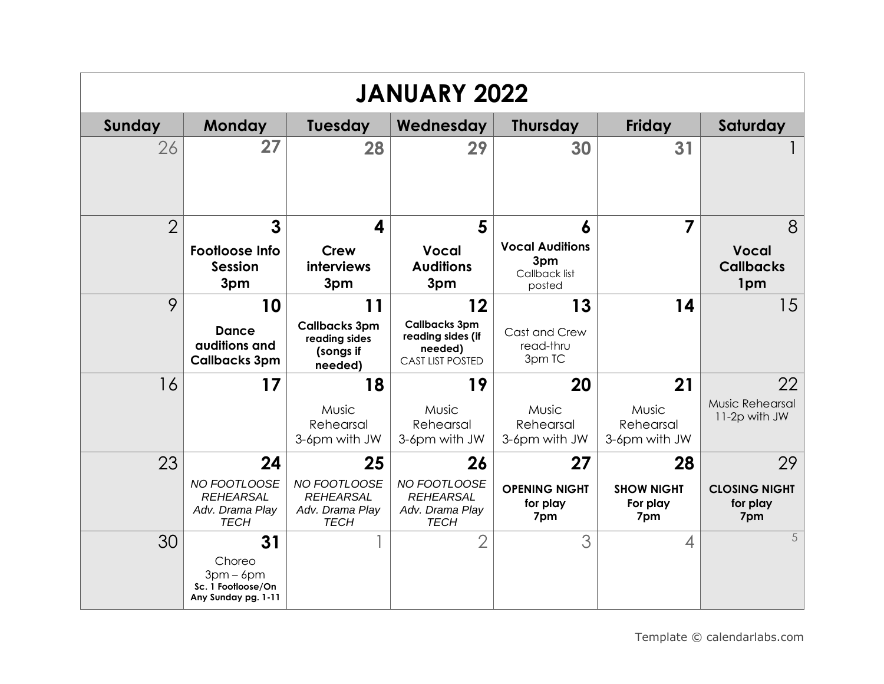# JANUARY 2022

| Sunday | Monday | Tuesday | Wednesday | Thursday | Friday | Saturday |
|---|---|---|---|---|---|---|
| 26 | 27 | 28 | 29 | 30 | 31 | 1 |
| 2 | **3**<br>**Footloose Info Session 3pm** | **4**<br>**Crew interviews 3pm** | **5**<br>**Vocal Auditions 3pm** | **6**<br>**Vocal Auditions 3pm**<br>Callback list posted | **7** | 8<br>**Vocal Callbacks 1pm** |
| 9 | **10**<br>**Dance auditions and Callbacks 3pm** | **11**<br>**Callbacks 3pm reading sides (songs if needed)** | **12**<br>**Callbacks 3pm reading sides (if needed)**<br>CAST LIST POSTED | **13**<br>Cast and Crew read-thru 3pm TC | **14** | 15 |
| 16 | **17** | **18**<br>Music Rehearsal 3-6pm with JW | **19**<br>Music Rehearsal 3-6pm with JW | **20**<br>Music Rehearsal 3-6pm with JW | **21**<br>Music Rehearsal 3-6pm with JW | 22<br>Music Rehearsal 11-2p with JW |
| 23 | **24**<br>*NO FOOTLOOSE REHEARSAL Adv. Drama Play TECH* | **25**<br>*NO FOOTLOOSE REHEARSAL Adv. Drama Play TECH* | **26**<br>*NO FOOTLOOSE REHEARSAL Adv. Drama Play TECH* | **27**<br>**OPENING NIGHT for play 7pm** | **28**<br>**SHOW NIGHT For play 7pm** | 29<br>**CLOSING NIGHT for play 7pm** |
| 30 | **31**<br>Choreo 3pm – 6pm<br>**Sc. 1 Footloose/On Any Sunday pg. 1-11** | 1 | 2 | 3 | 4 | 5 |

Template © calendarlabs.com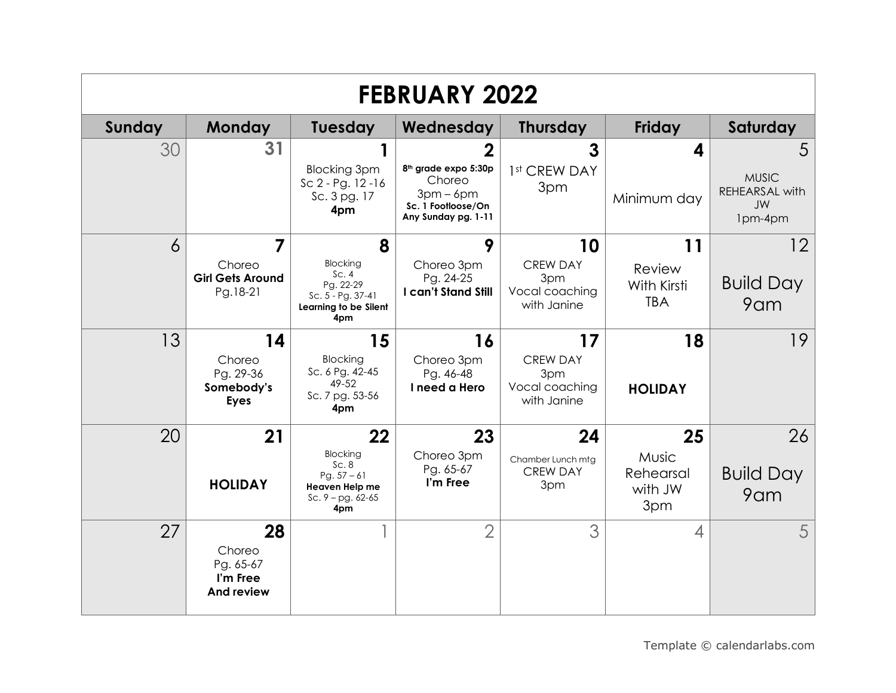# FEBRUARY 2022

| Sunday | Monday | Tuesday | Wednesday | Thursday | Friday | Saturday |
|---|---|---|---|---|---|---|
| 30 | 31 | 1<br>Blocking 3pm<br>Sc 2 - Pg. 12 -16<br>Sc. 3 pg. 17<br>**4pm** | 2<br>**8th grade expo 5:30p**<br>Choreo<br>3pm – 6pm<br>**Sc. 1 Footloose/On Any Sunday pg. 1-11** | 3<br>1st CREW DAY<br>3pm | 4<br>Minimum day | 5<br>MUSIC REHEARSAL with JW<br>1pm-4pm |
| 6 | 7<br>Choreo<br>**Girl Gets Around**<br>Pg.18-21 | 8<br>Blocking<br>Sc. 4<br>Pg. 22-29<br>Sc. 5 - Pg. 37-41<br>**Learning to be Silent**<br>**4pm** | 9<br>Choreo 3pm<br>Pg. 24-25<br>**I can't Stand Still** | 10<br>CREW DAY<br>3pm<br>Vocal coaching with Janine | 11<br>Review<br>With Kirsti<br>TBA | 12<br>Build Day<br>9am |
| 13 | 14<br>Choreo<br>Pg. 29-36<br>**Somebody's Eyes** | 15<br>Blocking<br>Sc. 6 Pg. 42-45<br>49-52<br>Sc. 7 pg. 53-56<br>**4pm** | 16<br>Choreo 3pm<br>Pg. 46-48<br>**I need a Hero** | 17<br>CREW DAY<br>3pm<br>Vocal coaching with Janine | 18<br>**HOLIDAY** | 19 |
| 20 | 21<br>**HOLIDAY** | 22<br>Blocking<br>Sc. 8<br>Pg. 57 – 61<br>**Heaven Help me**<br>Sc. 9 – pg. 62-65<br>**4pm** | 23<br>Choreo 3pm<br>Pg. 65-67<br>**I'm Free** | 24<br>Chamber Lunch mtg<br>CREW DAY<br>3pm | 25<br>Music Rehearsal with JW<br>3pm | 26<br>Build Day<br>9am |
| 27 | 28<br>Choreo<br>Pg. 65-67<br>**I'm Free And review** | 1 | 2 | 3 | 4 | 5 |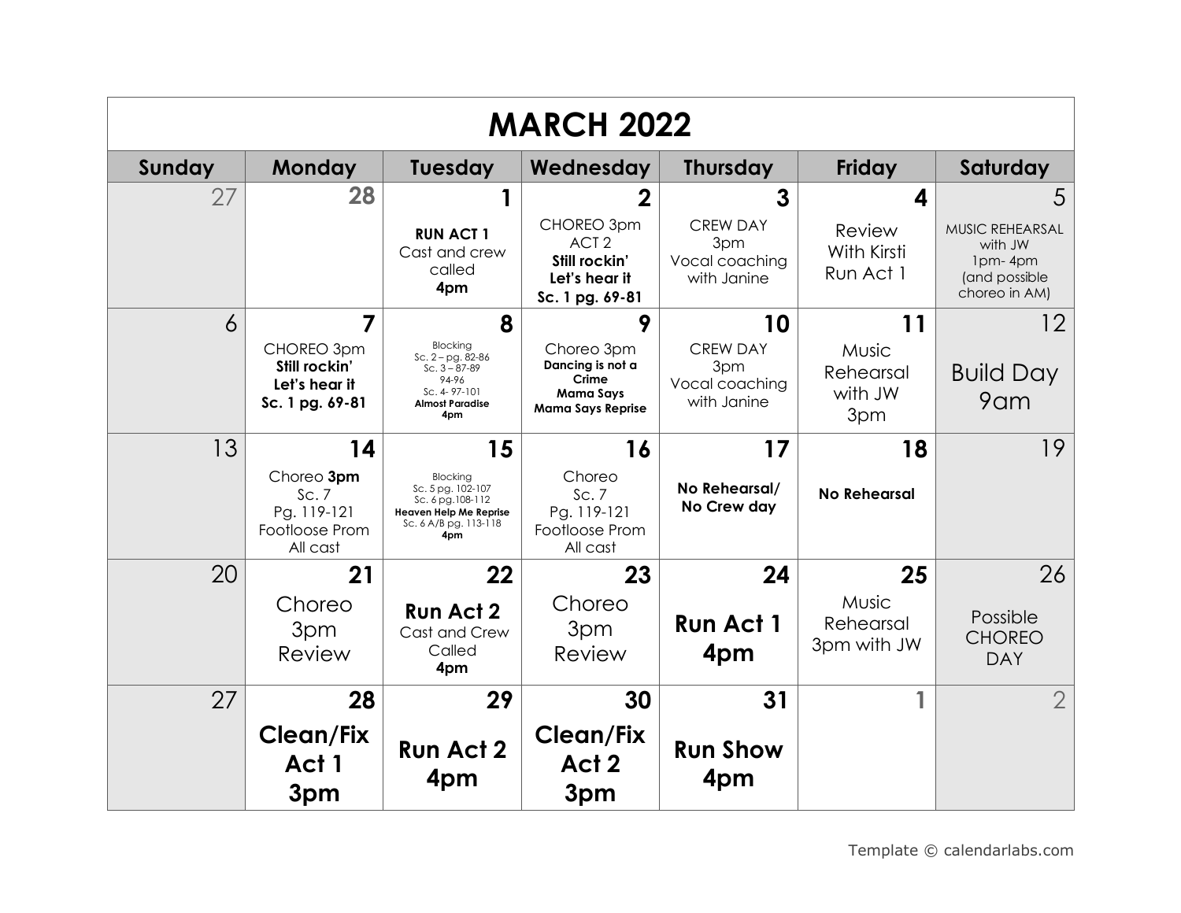# MARCH 2022

| Sunday | Monday | Tuesday | Wednesday | Thursday | Friday | Saturday |
|---|---|---|---|---|---|---|
| 27 | 28 | 1<br>**RUN ACT 1**<br>Cast and crew called<br>**4pm** | 2<br>CHOREO 3pm<br>ACT 2<br>**Still rockin'**<br>**Let's hear it**<br>**Sc. 1 pg. 69-81** | 3<br>CREW DAY<br>3pm<br>Vocal coaching with Janine | 4<br>Review With Kirsti<br>Run Act 1 | 5<br>MUSIC REHEARSAL with JW<br>1pm- 4pm<br>(and possible choreo in AM) |
| 6 | 7<br>CHOREO 3pm<br>**Still rockin'**<br>**Let's hear it**<br>**Sc. 1 pg. 69-81** | 8<br>Blocking<br>Sc. 2 – pg. 82-86<br>Sc. 3 – 87-89<br>94-96<br>Sc. 4- 97-101<br>**Almost Paradise**<br>**4pm** | 9<br>Choreo 3pm<br>**Dancing is not a Crime**<br>**Mama Says**<br>**Mama Says Reprise** | 10<br>CREW DAY<br>3pm<br>Vocal coaching with Janine | 11<br>Music Rehearsal with JW<br>3pm | 12<br>Build Day<br>9am |
| 13 | 14<br>Choreo **3pm**<br>Sc. 7<br>Pg. 119-121<br>Footloose Prom<br>All cast | 15<br>Blocking<br>Sc. 5 pg. 102-107<br>Sc. 6 pg.108-112<br>**Heaven Help Me Reprise**<br>Sc. 6 A/B pg. 113-118<br>**4pm** | 16<br>Choreo<br>Sc. 7<br>Pg. 119-121<br>Footloose Prom<br>All cast | 17<br>**No Rehearsal/ No Crew day** | 18<br>**No Rehearsal** | 19 |
| 20 | 21<br>Choreo<br>3pm<br>Review | 22<br>**Run Act 2**<br>Cast and Crew Called<br>**4pm** | 23<br>Choreo<br>3pm<br>Review | 24<br>**Run Act 1**<br>**4pm** | 25<br>Music Rehearsal<br>3pm with JW | 26<br>Possible CHOREO DAY |
| 27 | 28<br>**Clean/Fix Act 1**<br>**3pm** | 29<br>**Run Act 2**<br>**4pm** | 30<br>**Clean/Fix Act 2**<br>**3pm** | 31<br>**Run Show**<br>**4pm** | 1 | 2 |

Template © calendarlabs.com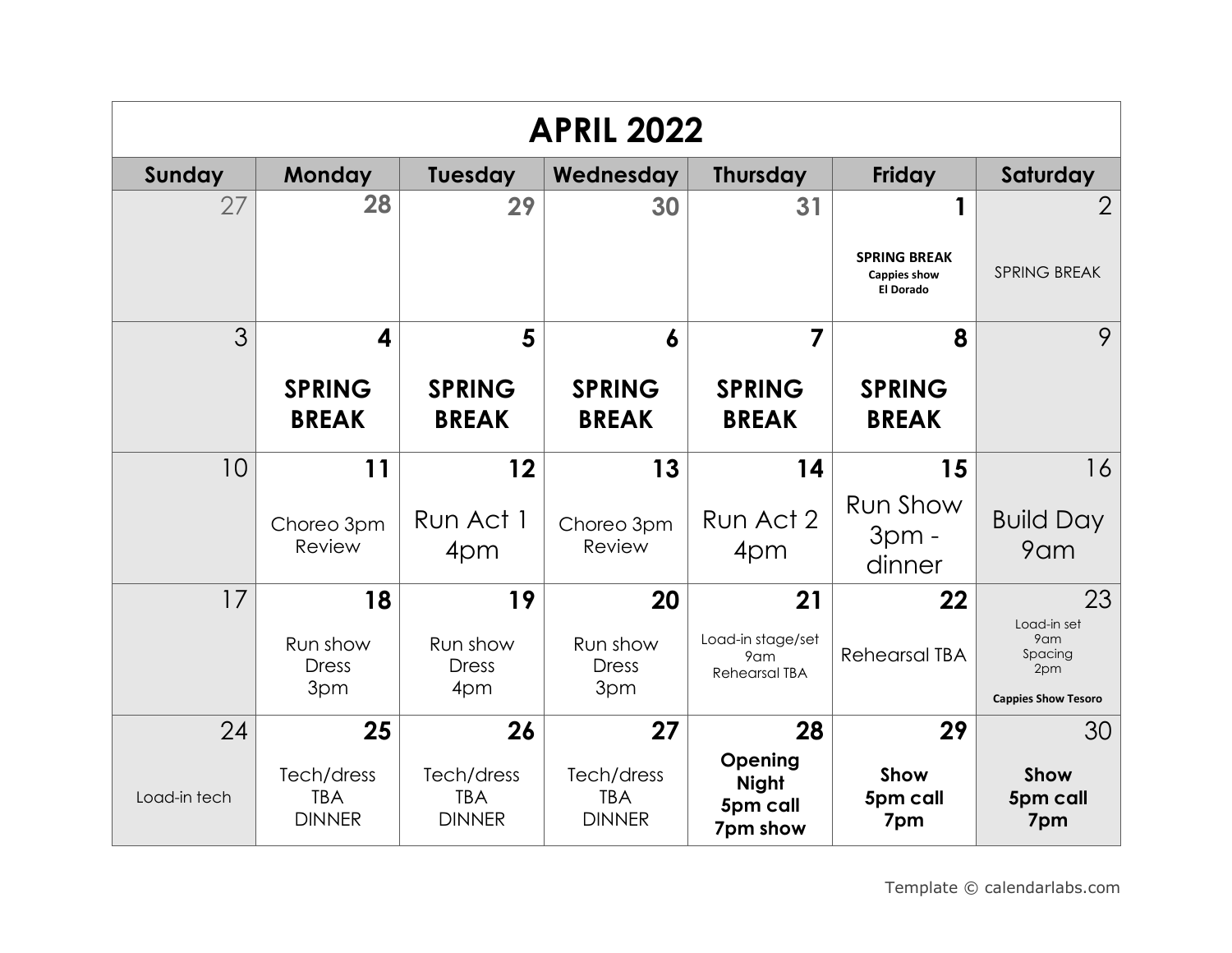# APRIL 2022

| Sunday | Monday | Tuesday | Wednesday | Thursday | Friday | Saturday |
|---|---|---|---|---|---|---|
| 27 | 28 | 29 | 30 | 31 | 1<br>**SPRING BREAK**<br>**Cappies show El Dorado** | 2<br>SPRING BREAK |
| 3 | 4<br>**SPRING BREAK** | 5<br>**SPRING BREAK** | 6<br>**SPRING BREAK** | 7<br>**SPRING BREAK** | 8<br>**SPRING BREAK** | 9 |
| 10 | 11<br>Choreo 3pm Review | 12<br>Run Act 1 4pm | 13<br>Choreo 3pm Review | 14<br>Run Act 2 4pm | 15<br>Run Show 3pm - dinner | 16<br>Build Day 9am |
| 17 | 18<br>Run show Dress 3pm | 19<br>Run show Dress 4pm | 20<br>Run show Dress 3pm | 21<br>Load-in stage/set 9am<br>Rehearsal TBA | 22<br>Rehearsal TBA | 23<br>Load-in set 9am<br>Spacing 2pm<br>**Cappies Show Tesoro** |
| 24<br>Load-in tech | 25<br>Tech/dress TBA DINNER | 26<br>Tech/dress TBA DINNER | 27<br>Tech/dress TBA DINNER | 28<br>**Opening Night 5pm call 7pm show** | 29<br>**Show 5pm call 7pm** | 30<br>**Show 5pm call 7pm** |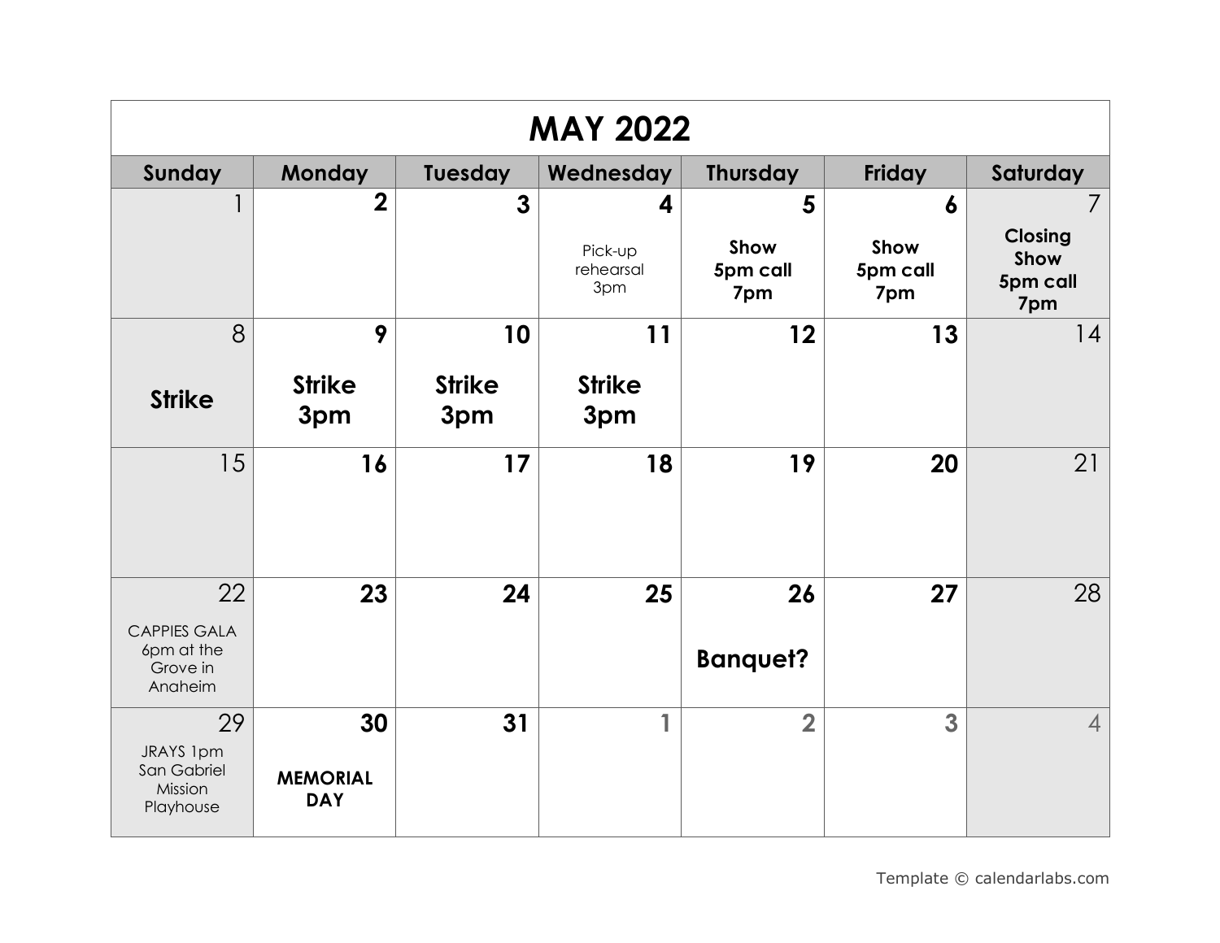# MAY 2022

| Sunday | Monday | Tuesday | Wednesday | Thursday | Friday | Saturday |
|---|---|---|---|---|---|---|
| 1 | 2 | 3 | 4<br>Pick-up rehearsal 3pm | 5<br>**Show 5pm call 7pm** | 6<br>**Show 5pm call 7pm** | 7<br>**Closing Show 5pm call 7pm** |
| 8<br>**Strike** | 9<br>**Strike 3pm** | 10<br>**Strike 3pm** | 11<br>**Strike 3pm** | 12 | 13 | 14 |
| 15 | 16 | 17 | 18 | 19 | 20 | 21 |
| 22<br>CAPPIES GALA 6pm at the Grove in Anaheim | 23 | 24 | 25 | 26<br>**Banquet?** | 27 | 28 |
| 29<br>JRAYS 1pm San Gabriel Mission Playhouse | 30<br>**MEMORIAL DAY** | 31 | 1 | 2 | 3 | 4 |

Template © calendarlabs.com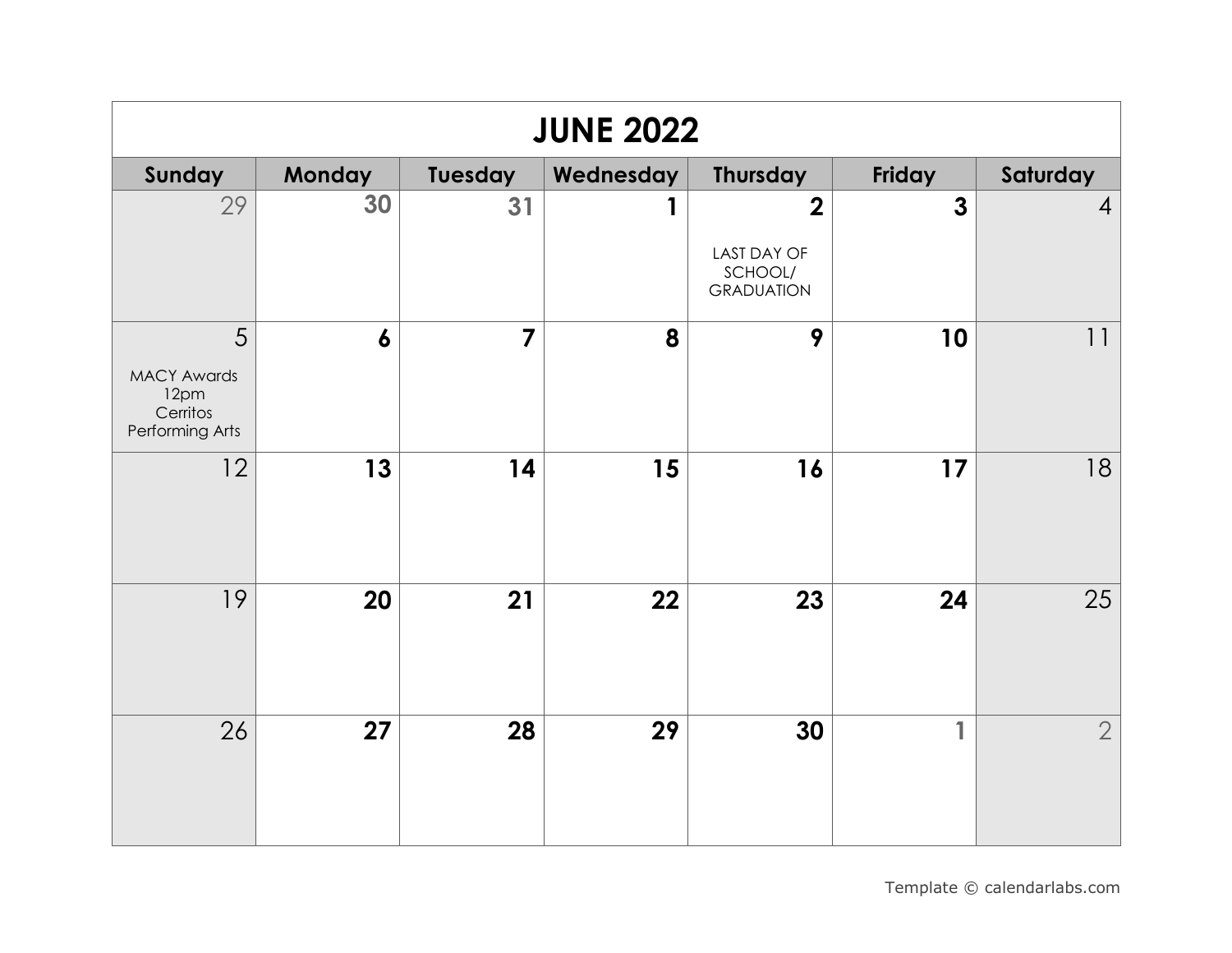# JUNE 2022

| Sunday | Monday | Tuesday | Wednesday | Thursday | Friday | Saturday |
|---|---|---|---|---|---|---|
| 29 | 30 | 31 | 1 | 2<br>LAST DAY OF SCHOOL/ GRADUATION | 3 | 4 |
| 5<br>MACY Awards 12pm Cerritos Performing Arts | 6 | 7 | 8 | 9 | 10 | 11 |
| 12 | 13 | 14 | 15 | 16 | 17 | 18 |
| 19 | 20 | 21 | 22 | 23 | 24 | 25 |
| 26 | 27 | 28 | 29 | 30 | 1 | 2 |

Template © calendarlabs.com